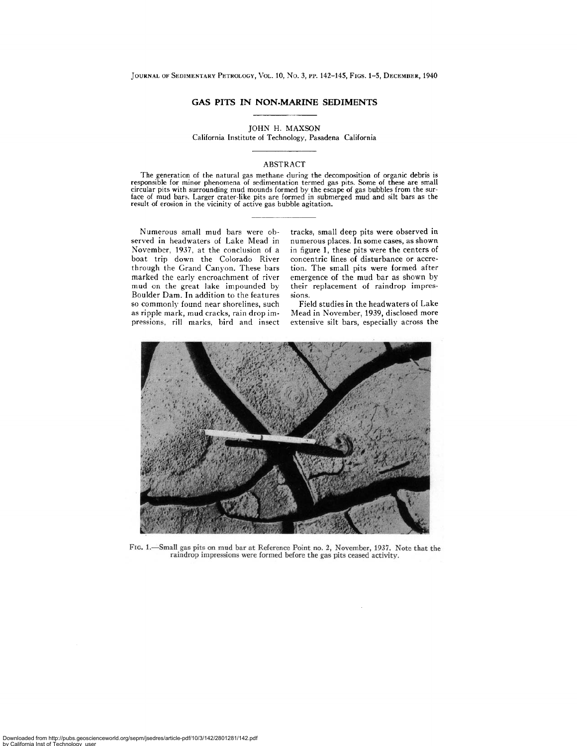# GAS PITS IN NON-MARINE SEDIMENTS

JOHN H. MAXSON
California Institute of Technology, Pasadena California

## ABSTRACT

The generation of the natural gas methane during the decomposition of organic debris is responsible for minor phenomena of sedimentation termed gas pits. Some of these are small circular pits with surrounding mud mounds formed by the escape of gas bubbles from the surface of mud bars. Larger crater-like pits are formed in submerged mud and silt bars as the result of erosion in the vicinity of active gas bubble agitation.

Numerous small mud bars were observed in headwaters of Lake Mead in November, 1937, at the conclusion of a boat trip down the Colorado River through the Grand Canyon. These bars marked the early encroachment of river mud on the great lake impounded by Boulder Dam. In addition to the features so commonly found near shorelines, such as ripple mark, mud cracks, rain drop impressions, rill marks, bird and insect tracks, small deep pits were observed in numerous places. In some cases, as shown in figure 1, these pits were the centers of concentric lines of disturbance or accretion. The small pits were formed after emergence of the mud bar as shown by their replacement of raindrop impressions.

Field studies in the headwaters of Lake Mead in November, 1939, disclosed more extensive silt bars, especially across the

FIG. 1.—Small gas pits on mud bar at Reference Point no. 2, November, 1937. Note that the raindrop impressions were formed before the gas pits ceased activity.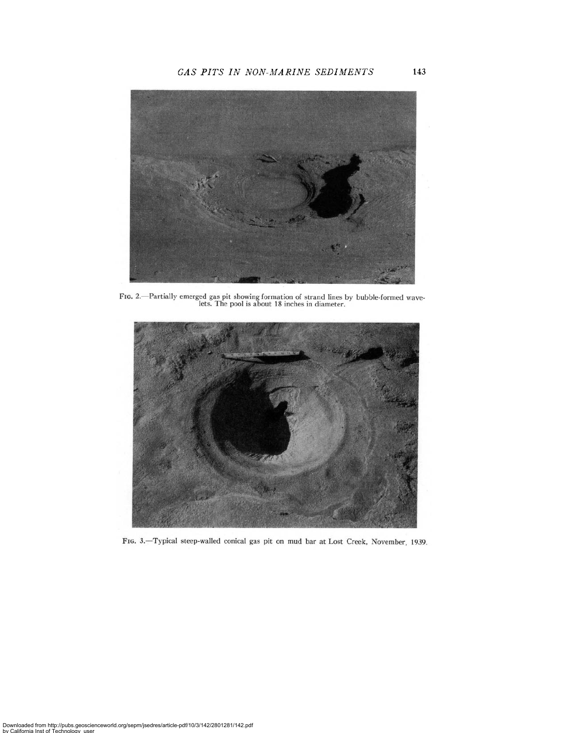FIG. 2.—Partially emerged gas pit showing formation of strand lines by bubble-formed wavelets. The pool is about 18 inches in diameter.

FIG. 3.—Typical steep-walled conical gas pit on mud bar at Lost Creek, November, 1939.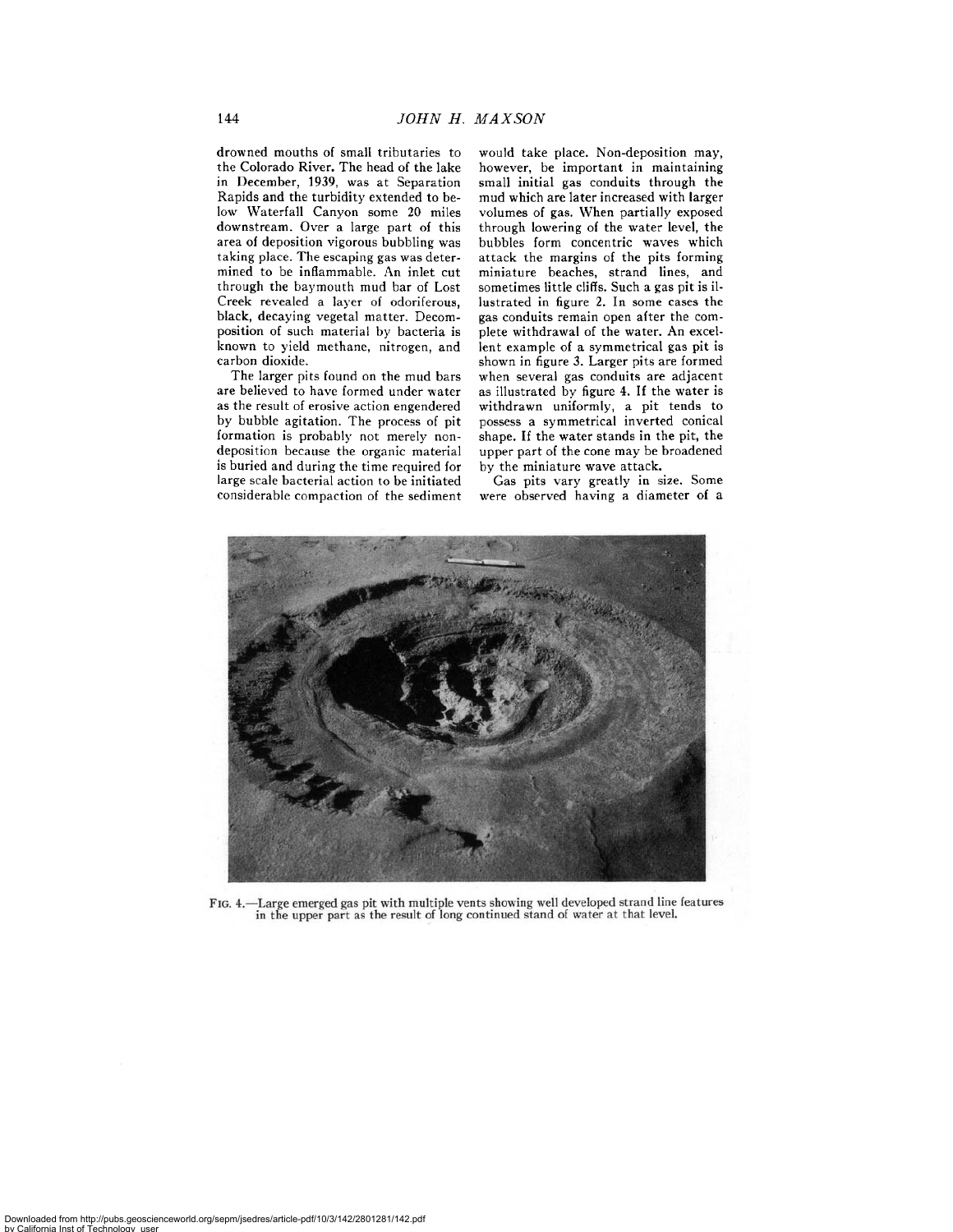drowned mouths of small tributaries to the Colorado River. The head of the lake in December, 1939, was at Separation Rapids and the turbidity extended to below Waterfall Canyon some 20 miles downstream. Over a large part of this area of deposition vigorous bubbling was taking place. The escaping gas was determined to be inflammable. An inlet cut through the baymouth mud bar of Lost Creek revealed a layer of odoriferous, black, decaying vegetal matter. Decomposition of such material by bacteria is known to yield methane, nitrogen, and carbon dioxide.

The larger pits found on the mud bars are believed to have formed under water as the result of erosive action engendered by bubble agitation. The process of pit formation is probably not merely non-deposition because the organic material is buried and during the time required for large scale bacterial action to be initiated considerable compaction of the sediment would take place. Non-deposition may, however, be important in maintaining small initial gas conduits through the mud which are later increased with larger volumes of gas. When partially exposed through lowering of the water level, the bubbles form concentric waves which attack the margins of the pits forming miniature beaches, strand lines, and sometimes little cliffs. Such a gas pit is illustrated in figure 2. In some cases the gas conduits remain open after the complete withdrawal of the water. An excellent example of a symmetrical gas pit is shown in figure 3. Larger pits are formed when several gas conduits are adjacent as illustrated by figure 4. If the water is withdrawn uniformly, a pit tends to possess a symmetrical inverted conical shape. If the water stands in the pit, the upper part of the cone may be broadened by the miniature wave attack.

Gas pits vary greatly in size. Some were observed having a diameter of a

FIG. 4.—Large emerged gas pit with multiple vents showing well developed strand line features in the upper part as the result of long continued stand of water at that level.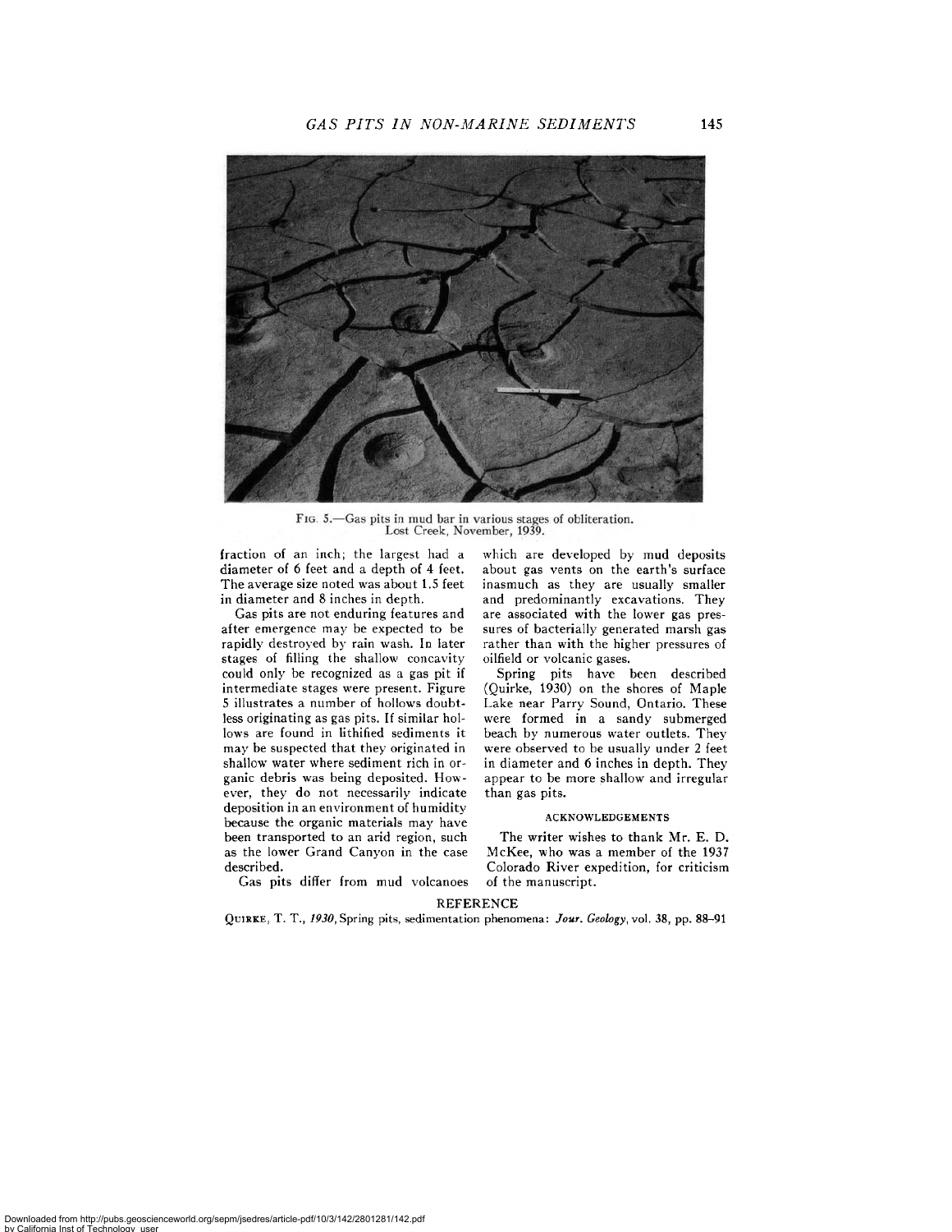FIG. 5.—Gas pits in mud bar in various stages of obliteration. Lost Creek, November, 1939.

fraction of an inch; the largest had a diameter of 6 feet and a depth of 4 feet. The average size noted was about 1.5 feet in diameter and 8 inches in depth.

Gas pits are not enduring features and after emergence may be expected to be rapidly destroyed by rain wash. In later stages of filling the shallow concavity could only be recognized as a gas pit if intermediate stages were present. Figure 5 illustrates a number of hollows doubtless originating as gas pits. If similar hollows are found in lithified sediments it may be suspected that they originated in shallow water where sediment rich in organic debris was being deposited. However, they do not necessarily indicate deposition in an environment of humidity because the organic materials may have been transported to an arid region, such as the lower Grand Canyon in the case described.

Gas pits differ from mud volcanoes which are developed by mud deposits about gas vents on the earth's surface inasmuch as they are usually smaller and predominantly excavations. They are associated with the lower gas pressures of bacterially generated marsh gas rather than with the higher pressures of oilfield or volcanic gases.

Spring pits have been described (Quirke, 1930) on the shores of Maple Lake near Parry Sound, Ontario. These were formed in a sandy submerged beach by numerous water outlets. They were observed to be usually under 2 feet in diameter and 6 inches in depth. They appear to be more shallow and irregular than gas pits.

## ACKNOWLEDGEMENTS

The writer wishes to thank Mr. E. D. McKee, who was a member of the 1937 Colorado River expedition, for criticism of the manuscript.

## REFERENCE

QUIRKE, T. T., *1930*, Spring pits, sedimentation phenomena: *Jour. Geology*, vol. 38, pp. 88–91